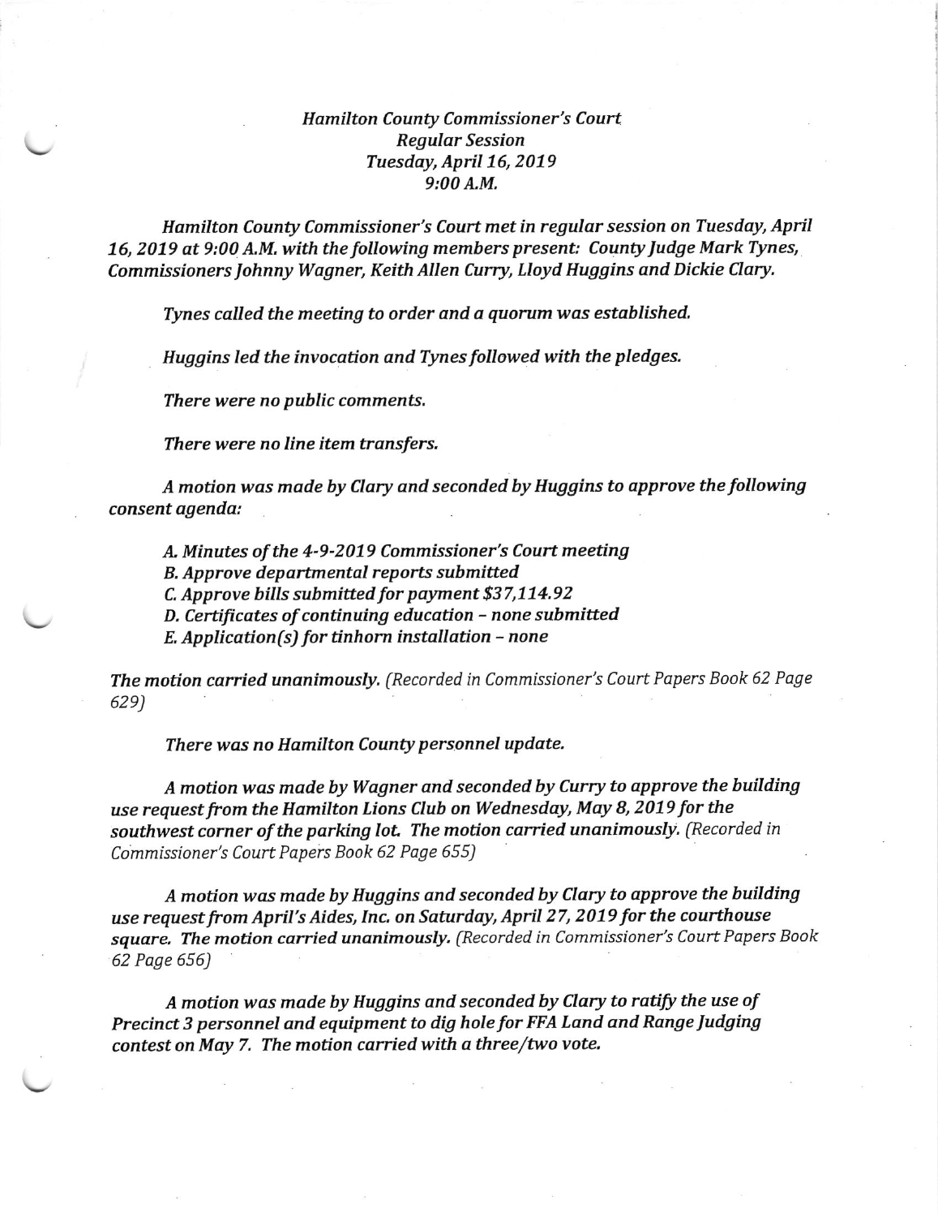*Hamilton County Commissioner's Court*
*Regular Session*
*Tuesday, April 16, 2019*
*9:00 A.M.*

*Hamilton County Commissioner's Court met in regular session on Tuesday, April 16, 2019 at 9:00 A.M. with the following members present: County Judge Mark Tynes, Commissioners Johnny Wagner, Keith Allen Curry, Lloyd Huggins and Dickie Clary.*

*Tynes called the meeting to order and a quorum was established.*

*Huggins led the invocation and Tynes followed with the pledges.*

*There were no public comments.*

*There were no line item transfers.*

*A motion was made by Clary and seconded by Huggins to approve the following consent agenda:*

*A. Minutes of the 4-9-2019 Commissioner's Court meeting*
*B. Approve departmental reports submitted*
*C. Approve bills submitted for payment $37,114.92*
*D. Certificates of continuing education – none submitted*
*E. Application(s) for tinhorn installation – none*

*The motion carried unanimously.* (Recorded in Commissioner's Court Papers Book 62 Page 629)

*There was no Hamilton County personnel update.*

*A motion was made by Wagner and seconded by Curry to approve the building use request from the Hamilton Lions Club on Wednesday, May 8, 2019 for the southwest corner of the parking lot. The motion carried unanimously.* (Recorded in Commissioner's Court Papers Book 62 Page 655)

*A motion was made by Huggins and seconded by Clary to approve the building use request from April's Aides, Inc. on Saturday, April 27, 2019 for the courthouse square. The motion carried unanimously.* (Recorded in Commissioner's Court Papers Book 62 Page 656)

*A motion was made by Huggins and seconded by Clary to ratify the use of Precinct 3 personnel and equipment to dig hole for FFA Land and Range Judging contest on May 7. The motion carried with a three/two vote.*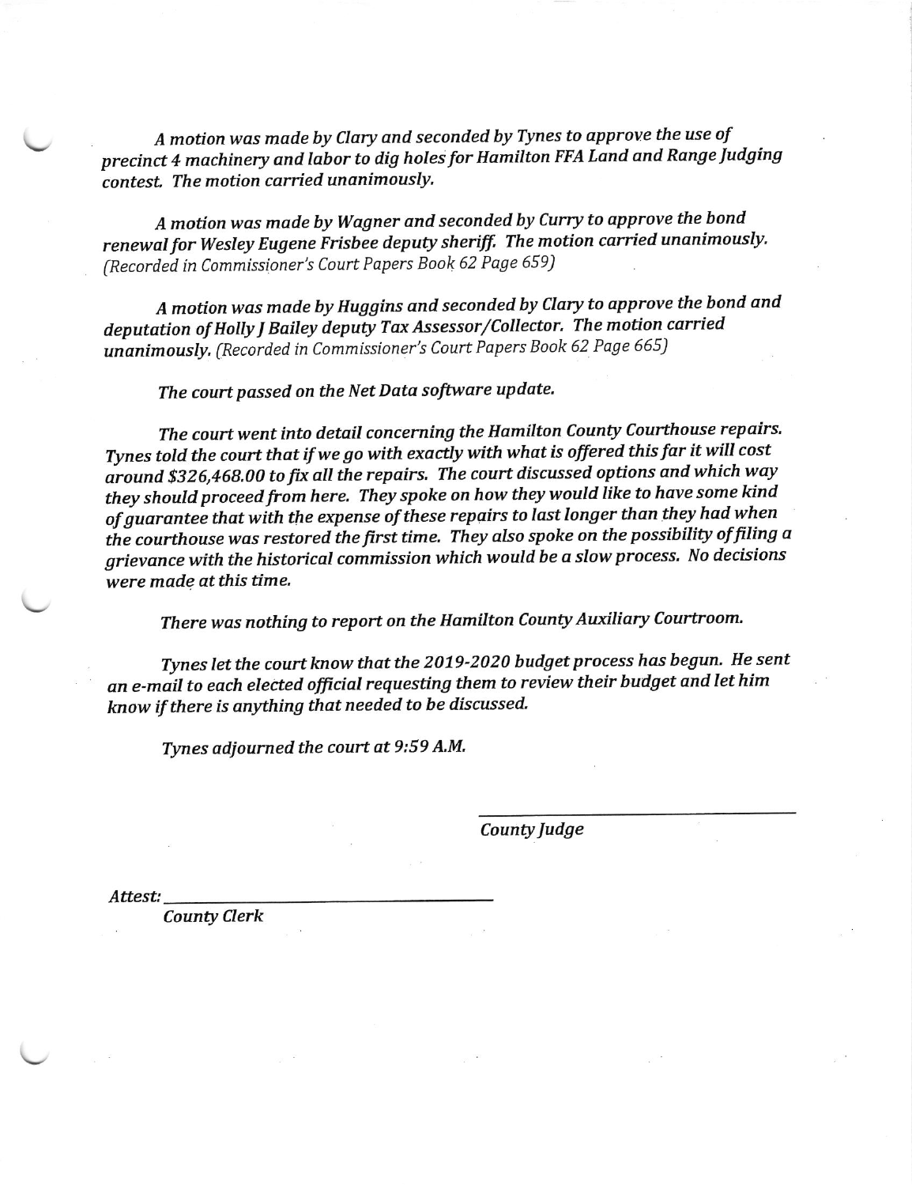*A motion was made by Clary and seconded by Tynes to approve the use of precinct 4 machinery and labor to dig holes for Hamilton FFA Land and Range Judging contest. The motion carried unanimously.*

*A motion was made by Wagner and seconded by Curry to approve the bond renewal for Wesley Eugene Frisbee deputy sheriff. The motion carried unanimously.* (Recorded in Commissioner's Court Papers Book 62 Page 659)

*A motion was made by Huggins and seconded by Clary to approve the bond and deputation of Holly J Bailey deputy Tax Assessor/Collector. The motion carried unanimously.* (Recorded in Commissioner's Court Papers Book 62 Page 665)

*The court passed on the Net Data software update.*

*The court went into detail concerning the Hamilton County Courthouse repairs. Tynes told the court that if we go with exactly with what is offered this far it will cost around $326,468.00 to fix all the repairs. The court discussed options and which way they should proceed from here. They spoke on how they would like to have some kind of guarantee that with the expense of these repairs to last longer than they had when the courthouse was restored the first time. They also spoke on the possibility of filing a grievance with the historical commission which would be a slow process. No decisions were made at this time.*

*There was nothing to report on the Hamilton County Auxiliary Courtroom.*

*Tynes let the court know that the 2019-2020 budget process has begun. He sent an e-mail to each elected official requesting them to review their budget and let him know if there is anything that needed to be discussed.*

*Tynes adjourned the court at 9:59 A.M.*

\_\_\_\_\_\_\_\_\_\_\_\_\_\_\_\_\_\_\_\_\_\_\_\_\_\_\_\_\_\_\_\_
*County Judge*

*Attest:* \_\_\_\_\_\_\_\_\_\_\_\_\_\_\_\_\_\_\_\_\_\_\_\_\_\_\_\_\_\_\_\_
*County Clerk*